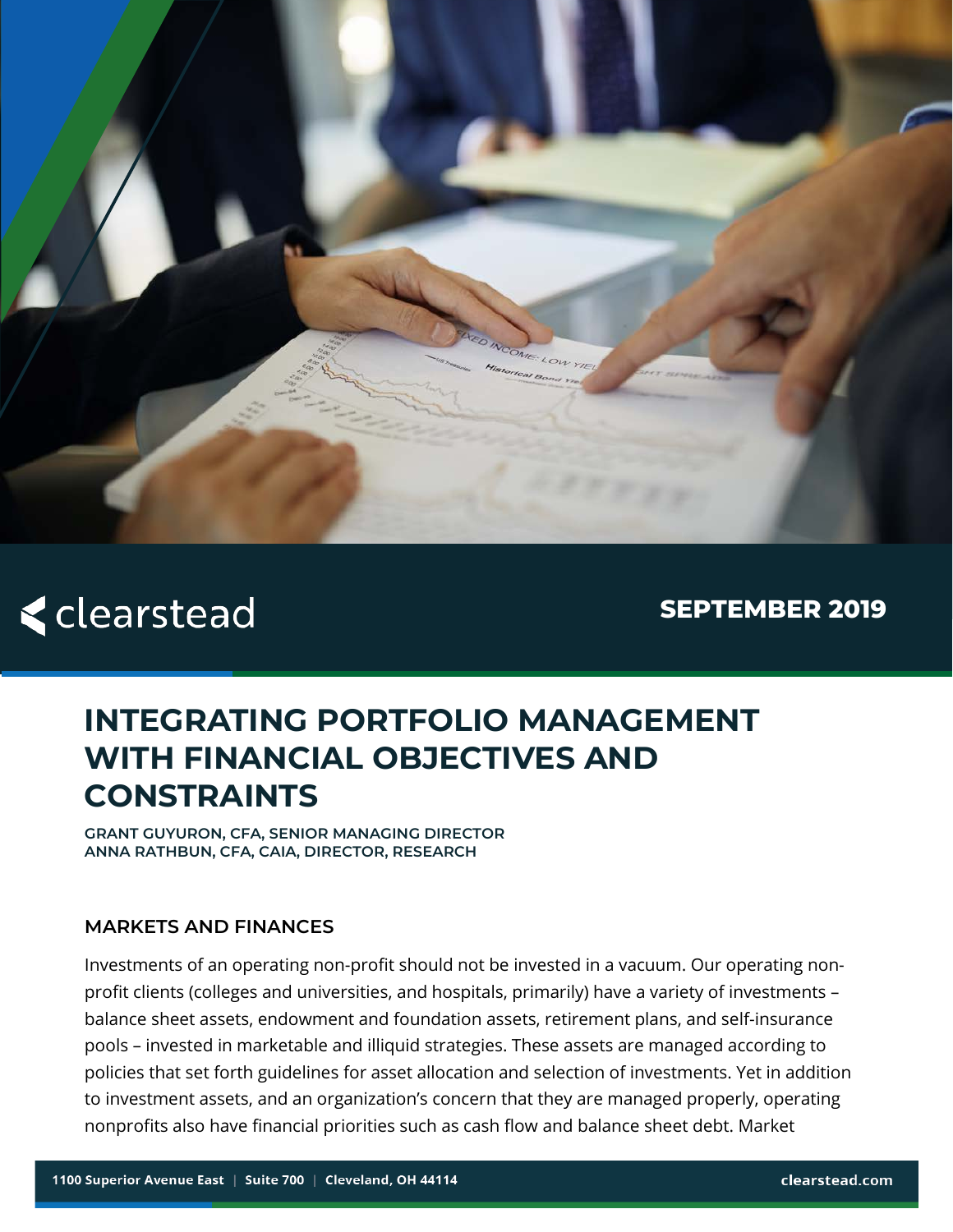clearstead

SEPTEMBER 2019

# INTEGRATING PORTFOLIO MANAGEMENT WITH FINANCIAL OBJECTIVES AND CONSTRAINTS

**GRANT GUYURON, CFA, SENIOR MANAGING DIRECTOR**
**ANNA RATHBUN, CFA, CAIA, DIRECTOR, RESEARCH**

## MARKETS AND FINANCES

Investments of an operating non-profit should not be invested in a vacuum. Our operating non-profit clients (colleges and universities, and hospitals, primarily) have a variety of investments – balance sheet assets, endowment and foundation assets, retirement plans, and self-insurance pools – invested in marketable and illiquid strategies. These assets are managed according to policies that set forth guidelines for asset allocation and selection of investments. Yet in addition to investment assets, and an organization's concern that they are managed properly, operating nonprofits also have financial priorities such as cash flow and balance sheet debt. Market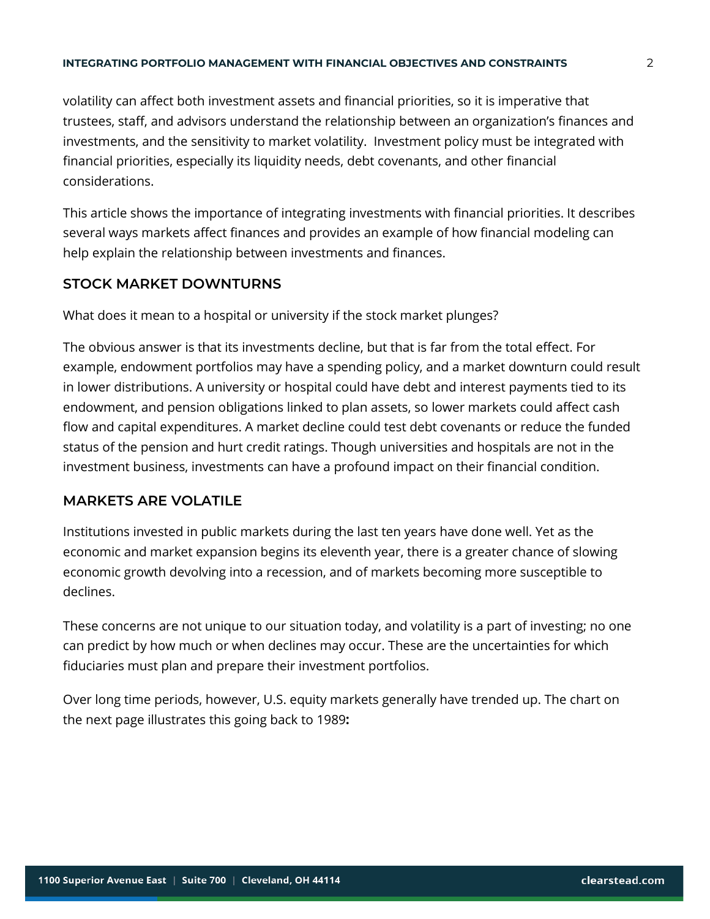volatility can affect both investment assets and financial priorities, so it is imperative that trustees, staff, and advisors understand the relationship between an organization's finances and investments, and the sensitivity to market volatility. Investment policy must be integrated with financial priorities, especially its liquidity needs, debt covenants, and other financial considerations.

This article shows the importance of integrating investments with financial priorities. It describes several ways markets affect finances and provides an example of how financial modeling can help explain the relationship between investments and finances.

## STOCK MARKET DOWNTURNS

What does it mean to a hospital or university if the stock market plunges?

The obvious answer is that its investments decline, but that is far from the total effect. For example, endowment portfolios may have a spending policy, and a market downturn could result in lower distributions. A university or hospital could have debt and interest payments tied to its endowment, and pension obligations linked to plan assets, so lower markets could affect cash flow and capital expenditures. A market decline could test debt covenants or reduce the funded status of the pension and hurt credit ratings. Though universities and hospitals are not in the investment business, investments can have a profound impact on their financial condition.

## MARKETS ARE VOLATILE

Institutions invested in public markets during the last ten years have done well. Yet as the economic and market expansion begins its eleventh year, there is a greater chance of slowing economic growth devolving into a recession, and of markets becoming more susceptible to declines.

These concerns are not unique to our situation today, and volatility is a part of investing; no one can predict by how much or when declines may occur. These are the uncertainties for which fiduciaries must plan and prepare their investment portfolios.

Over long time periods, however, U.S. equity markets generally have trended up. The chart on the next page illustrates this going back to 1989**:**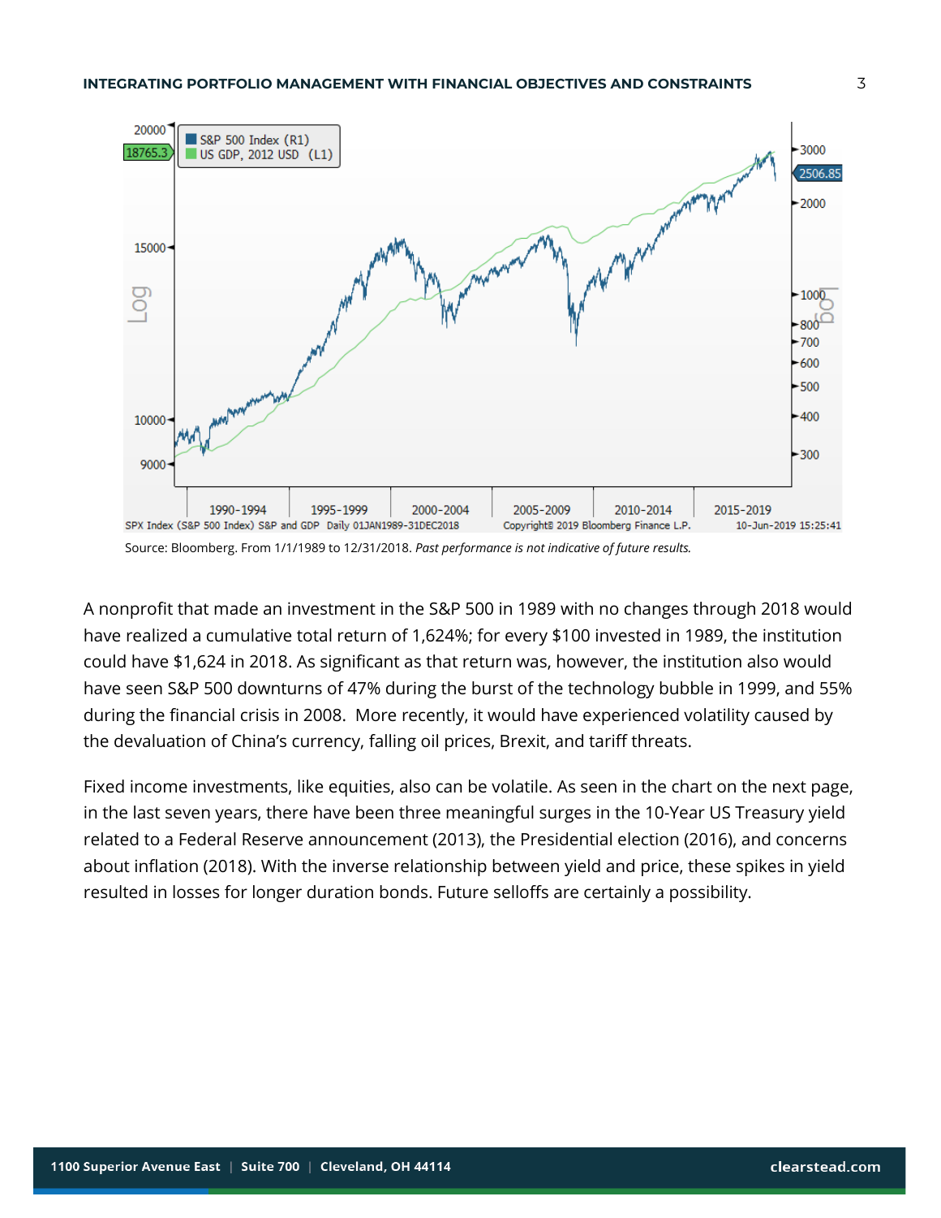Source: Bloomberg. From 1/1/1989 to 12/31/2018. *Past performance is not indicative of future results.*

A nonprofit that made an investment in the S&P 500 in 1989 with no changes through 2018 would have realized a cumulative total return of 1,624%; for every $100 invested in 1989, the institution could have $1,624 in 2018. As significant as that return was, however, the institution also would have seen S&P 500 downturns of 47% during the burst of the technology bubble in 1999, and 55% during the financial crisis in 2008. More recently, it would have experienced volatility caused by the devaluation of China's currency, falling oil prices, Brexit, and tariff threats.

Fixed income investments, like equities, also can be volatile. As seen in the chart on the next page, in the last seven years, there have been three meaningful surges in the 10-Year US Treasury yield related to a Federal Reserve announcement (2013), the Presidential election (2016), and concerns about inflation (2018). With the inverse relationship between yield and price, these spikes in yield resulted in losses for longer duration bonds. Future selloffs are certainly a possibility.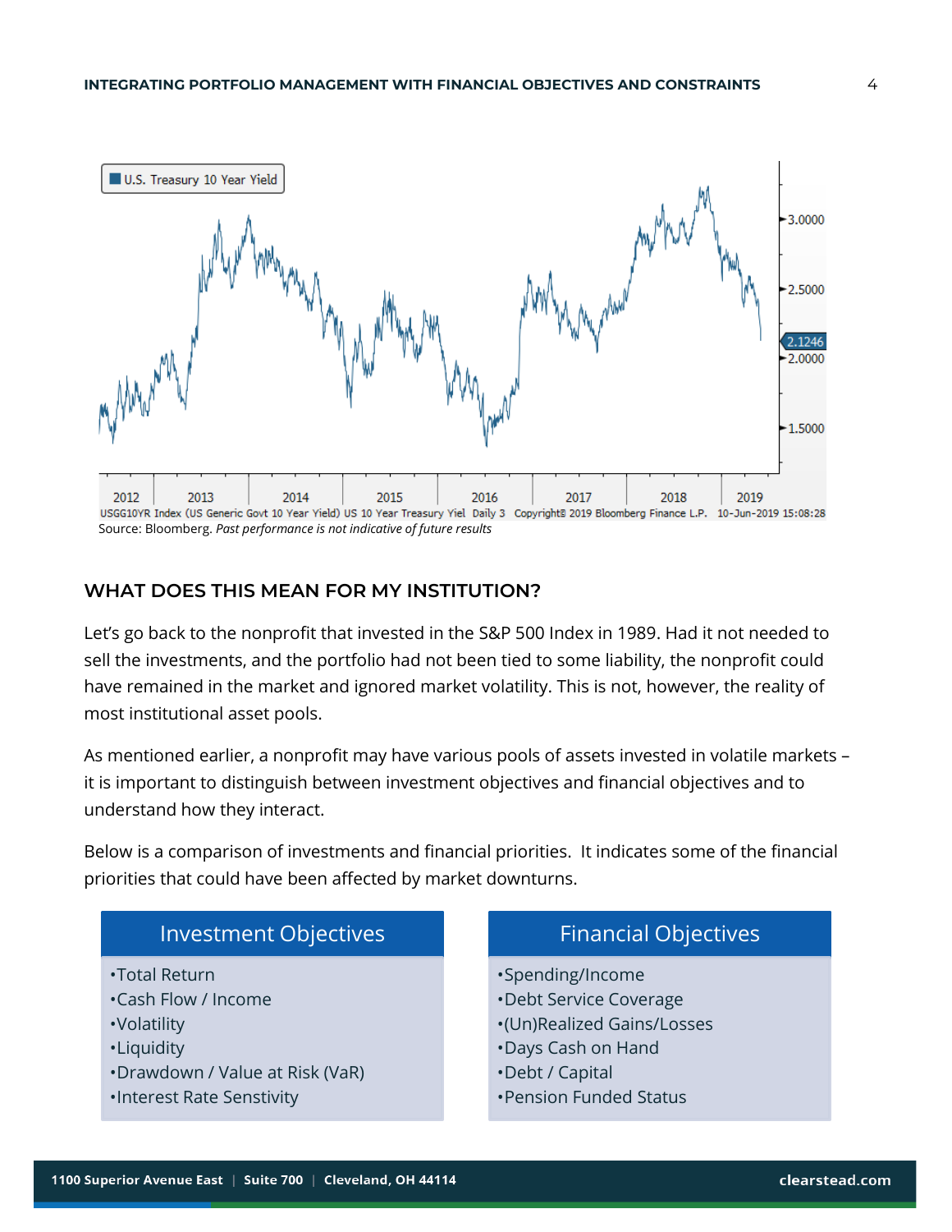Source: Bloomberg. *Past performance is not indicative of future results*

## WHAT DOES THIS MEAN FOR MY INSTITUTION?

Let's go back to the nonprofit that invested in the S&P 500 Index in 1989. Had it not needed to sell the investments, and the portfolio had not been tied to some liability, the nonprofit could have remained in the market and ignored market volatility. This is not, however, the reality of most institutional asset pools.

As mentioned earlier, a nonprofit may have various pools of assets invested in volatile markets – it is important to distinguish between investment objectives and financial objectives and to understand how they interact.

Below is a comparison of investments and financial priorities. It indicates some of the financial priorities that could have been affected by market downturns.

| Investment Objectives | Financial Objectives |
| --- | --- |
| •Total Return | •Spending/Income |
| •Cash Flow / Income | •Debt Service Coverage |
| •Volatility | •(Un)Realized Gains/Losses |
| •Liquidity | •Days Cash on Hand |
| •Drawdown / Value at Risk (VaR) | •Debt / Capital |
| •Interest Rate Senstivity | •Pension Funded Status |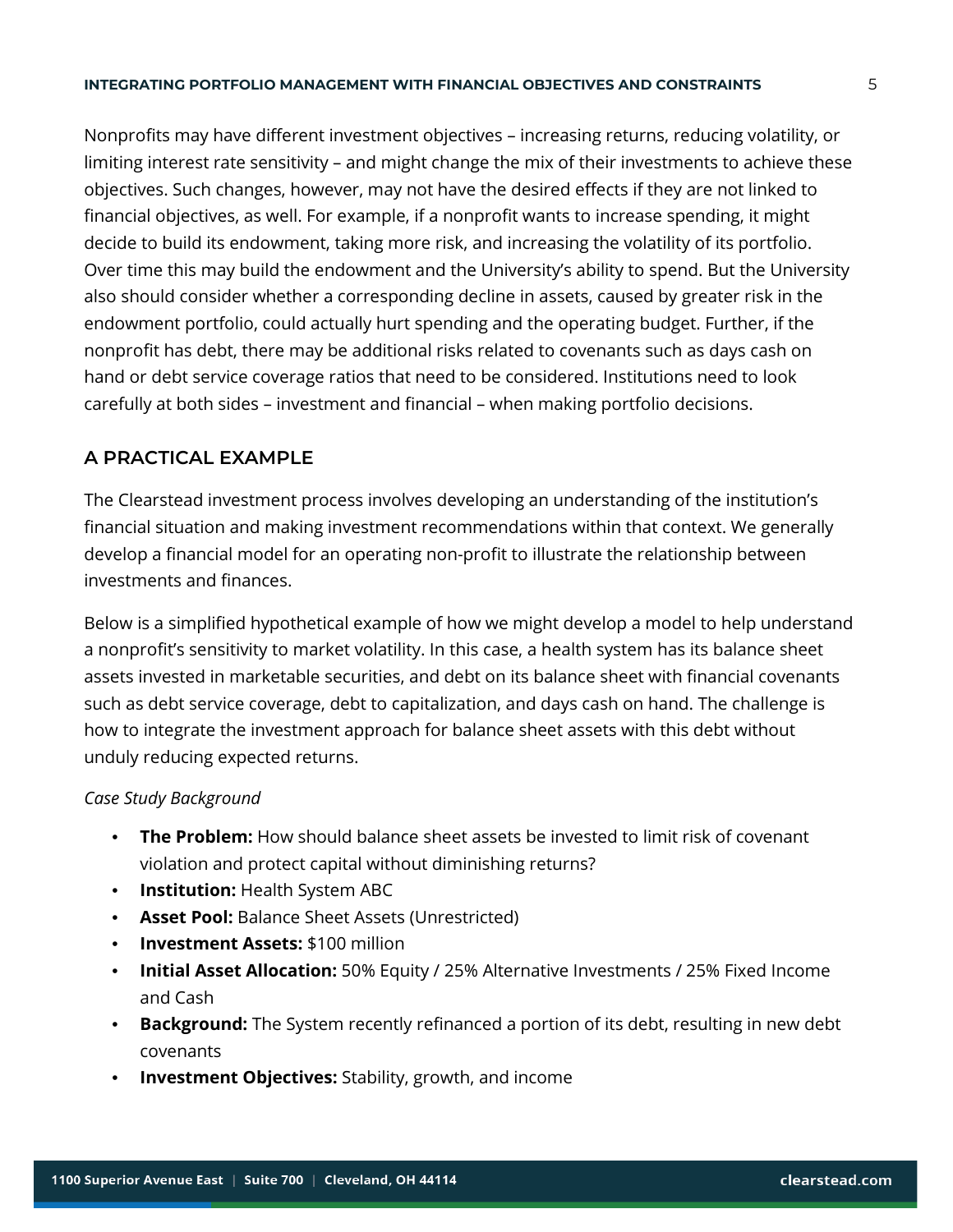Nonprofits may have different investment objectives – increasing returns, reducing volatility, or limiting interest rate sensitivity – and might change the mix of their investments to achieve these objectives. Such changes, however, may not have the desired effects if they are not linked to financial objectives, as well. For example, if a nonprofit wants to increase spending, it might decide to build its endowment, taking more risk, and increasing the volatility of its portfolio. Over time this may build the endowment and the University's ability to spend. But the University also should consider whether a corresponding decline in assets, caused by greater risk in the endowment portfolio, could actually hurt spending and the operating budget. Further, if the nonprofit has debt, there may be additional risks related to covenants such as days cash on hand or debt service coverage ratios that need to be considered. Institutions need to look carefully at both sides – investment and financial – when making portfolio decisions.

## A PRACTICAL EXAMPLE

The Clearstead investment process involves developing an understanding of the institution's financial situation and making investment recommendations within that context. We generally develop a financial model for an operating non-profit to illustrate the relationship between investments and finances.

Below is a simplified hypothetical example of how we might develop a model to help understand a nonprofit's sensitivity to market volatility. In this case, a health system has its balance sheet assets invested in marketable securities, and debt on its balance sheet with financial covenants such as debt service coverage, debt to capitalization, and days cash on hand. The challenge is how to integrate the investment approach for balance sheet assets with this debt without unduly reducing expected returns.

*Case Study Background*

- **The Problem:** How should balance sheet assets be invested to limit risk of covenant violation and protect capital without diminishing returns?
- **Institution:** Health System ABC
- **Asset Pool:** Balance Sheet Assets (Unrestricted)
- **Investment Assets:** $100 million
- **Initial Asset Allocation:** 50% Equity / 25% Alternative Investments / 25% Fixed Income and Cash
- **Background:** The System recently refinanced a portion of its debt, resulting in new debt covenants
- **Investment Objectives:** Stability, growth, and income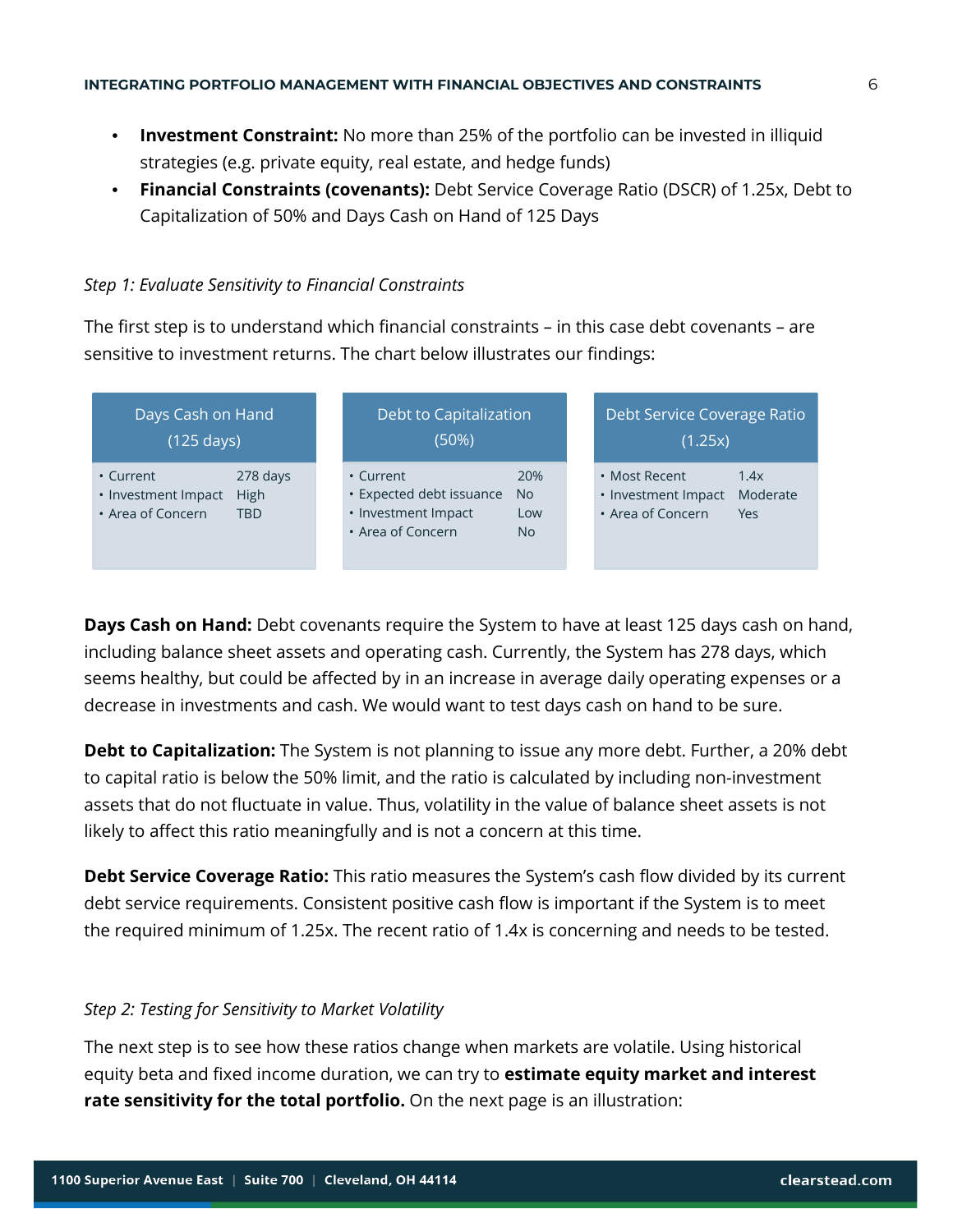- **Investment Constraint:** No more than 25% of the portfolio can be invested in illiquid strategies (e.g. private equity, real estate, and hedge funds)
- **Financial Constraints (covenants):** Debt Service Coverage Ratio (DSCR) of 1.25x, Debt to Capitalization of 50% and Days Cash on Hand of 125 Days

*Step 1: Evaluate Sensitivity to Financial Constraints*

The first step is to understand which financial constraints – in this case debt covenants – are sensitive to investment returns. The chart below illustrates our findings:

| Days Cash on Hand (125 days) | | Debt to Capitalization (50%) | | Debt Service Coverage Ratio (1.25x) | |
|---|---|---|---|---|---|
| • Current | 278 days | • Current | 20% | • Most Recent | 1.4x |
| • Investment Impact | High | • Expected debt issuance | No | • Investment Impact | Moderate |
| • Area of Concern | TBD | • Investment Impact | Low | • Area of Concern | Yes |
| | | • Area of Concern | No | | |

**Days Cash on Hand:** Debt covenants require the System to have at least 125 days cash on hand, including balance sheet assets and operating cash. Currently, the System has 278 days, which seems healthy, but could be affected by in an increase in average daily operating expenses or a decrease in investments and cash. We would want to test days cash on hand to be sure.

**Debt to Capitalization:** The System is not planning to issue any more debt. Further, a 20% debt to capital ratio is below the 50% limit, and the ratio is calculated by including non-investment assets that do not fluctuate in value. Thus, volatility in the value of balance sheet assets is not likely to affect this ratio meaningfully and is not a concern at this time.

**Debt Service Coverage Ratio:** This ratio measures the System's cash flow divided by its current debt service requirements. Consistent positive cash flow is important if the System is to meet the required minimum of 1.25x. The recent ratio of 1.4x is concerning and needs to be tested.

*Step 2: Testing for Sensitivity to Market Volatility*

The next step is to see how these ratios change when markets are volatile. Using historical equity beta and fixed income duration, we can try to **estimate equity market and interest rate sensitivity for the total portfolio.** On the next page is an illustration: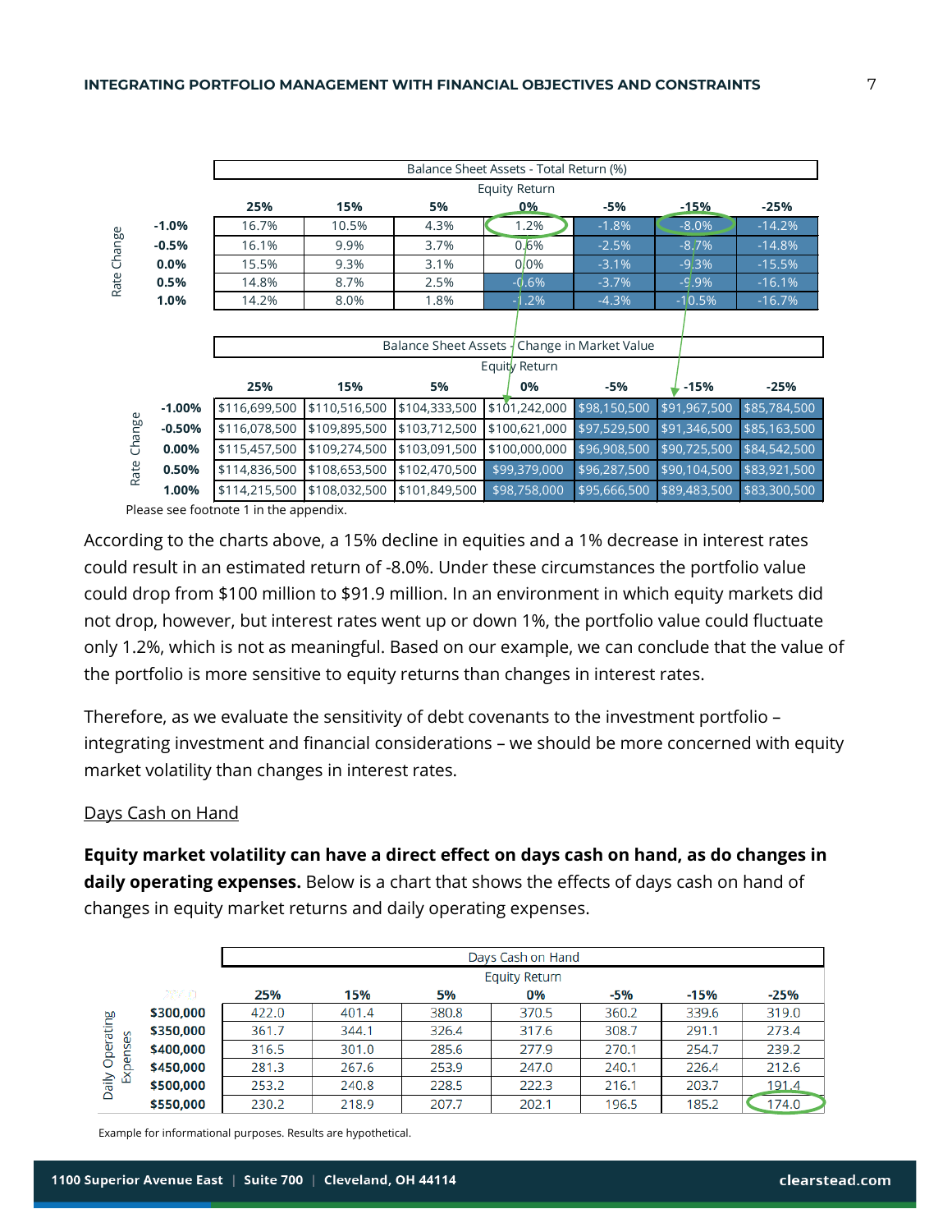| | | Balance Sheet Assets - Total Return (%) | | | | | | |
|---|---|---|---|---|---|---|---|---|
| | | Equity Return | | | | | | |
| | | 25% | 15% | 5% | 0% | -5% | -15% | -25% |
| Rate Change | -1.0% | 16.7% | 10.5% | 4.3% | 1.2% | -1.8% | -8.0% | -14.2% |
| | -0.5% | 16.1% | 9.9% | 3.7% | 0.6% | -2.5% | -8.7% | -14.8% |
| | 0.0% | 15.5% | 9.3% | 3.1% | 0.0% | -3.1% | -9.3% | -15.5% |
| | 0.5% | 14.8% | 8.7% | 2.5% | -0.6% | -3.7% | -9.9% | -16.1% |
| | 1.0% | 14.2% | 8.0% | 1.8% | -1.2% | -4.3% | -10.5% | -16.7% |

| | | Balance Sheet Assets - Change in Market Value | | | | | | |
|---|---|---|---|---|---|---|---|---|
| | | Equity Return | | | | | | |
| | | 25% | 15% | 5% | 0% | -5% | -15% | -25% |
| Rate Change | -1.00% | $116,699,500 | $110,516,500 | $104,333,500 | $101,242,000 | $98,150,500 | $91,967,500 | $85,784,500 |
| | -0.50% | $116,078,500 | $109,895,500 | $103,712,500 | $100,621,000 | $97,529,500 | $91,346,500 | $85,163,500 |
| | 0.00% | $115,457,500 | $109,274,500 | $103,091,500 | $100,000,000 | $96,908,500 | $90,725,500 | $84,542,500 |
| | 0.50% | $114,836,500 | $108,653,500 | $102,470,500 | $99,379,000 | $96,287,500 | $90,104,500 | $83,921,500 |
| | 1.00% | $114,215,500 | $108,032,500 | $101,849,500 | $98,758,000 | $95,666,500 | $89,483,500 | $83,300,500 |

Please see footnote 1 in the appendix.

According to the charts above, a 15% decline in equities and a 1% decrease in interest rates could result in an estimated return of -8.0%. Under these circumstances the portfolio value could drop from $100 million to $91.9 million. In an environment in which equity markets did not drop, however, but interest rates went up or down 1%, the portfolio value could fluctuate only 1.2%, which is not as meaningful. Based on our example, we can conclude that the value of the portfolio is more sensitive to equity returns than changes in interest rates.

Therefore, as we evaluate the sensitivity of debt covenants to the investment portfolio – integrating investment and financial considerations – we should be more concerned with equity market volatility than changes in interest rates.

<u>Days Cash on Hand</u>

**Equity market volatility can have a direct effect on days cash on hand, as do changes in daily operating expenses.** Below is a chart that shows the effects of days cash on hand of changes in equity market returns and daily operating expenses.

| | | Days Cash on Hand | | | | | | |
|---|---|---|---|---|---|---|---|---|
| | | Equity Return | | | | | | |
| | | 25% | 15% | 5% | 0% | -5% | -15% | -25% |
| Daily Operating Expenses | $300,000 | 422.0 | 401.4 | 380.8 | 370.5 | 360.2 | 339.6 | 319.0 |
| | $350,000 | 361.7 | 344.1 | 326.4 | 317.6 | 308.7 | 291.1 | 273.4 |
| | $400,000 | 316.5 | 301.0 | 285.6 | 277.9 | 270.1 | 254.7 | 239.2 |
| | $450,000 | 281.3 | 267.6 | 253.9 | 247.0 | 240.1 | 226.4 | 212.6 |
| | $500,000 | 253.2 | 240.8 | 228.5 | 222.3 | 216.1 | 203.7 | 191.4 |
| | $550,000 | 230.2 | 218.9 | 207.7 | 202.1 | 196.5 | 185.2 | 174.0 |

Example for informational purposes. Results are hypothetical.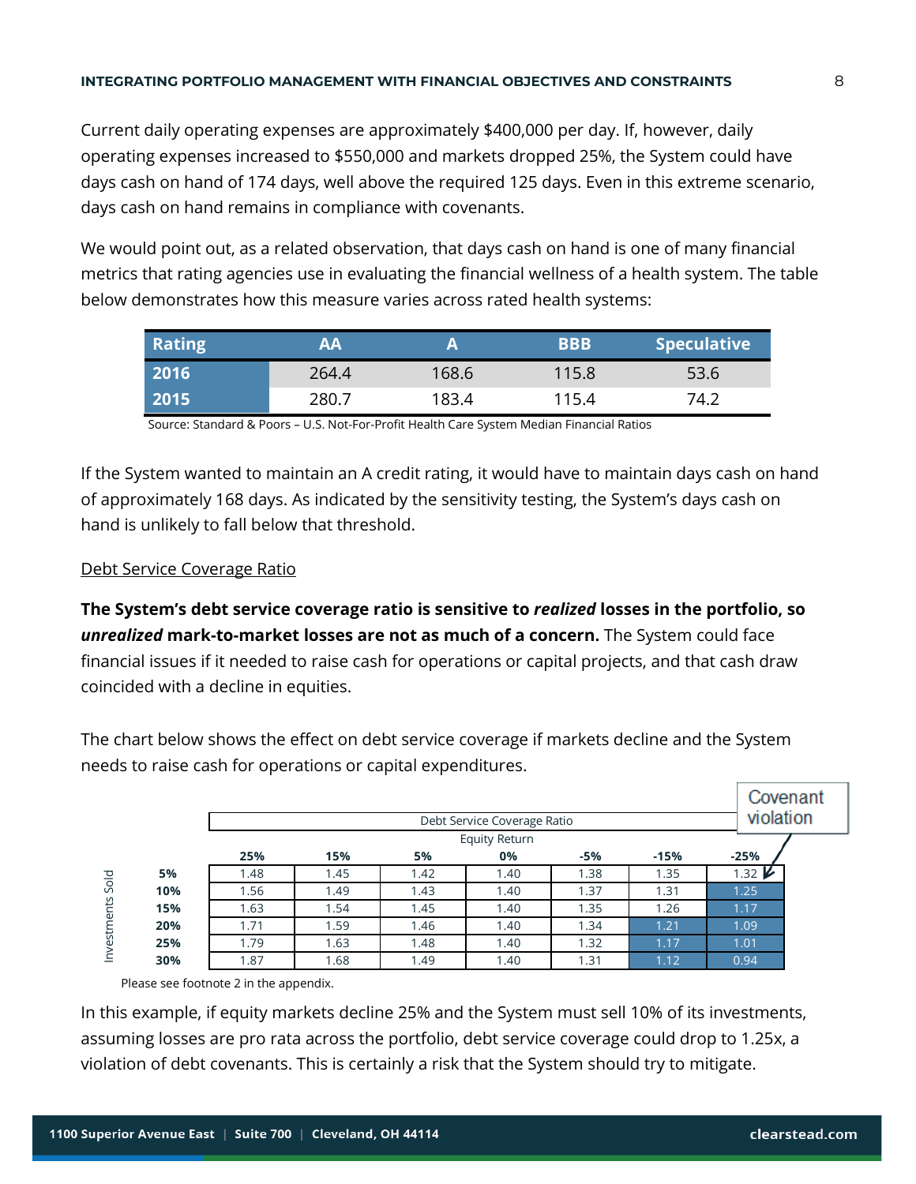Current daily operating expenses are approximately $400,000 per day. If, however, daily operating expenses increased to $550,000 and markets dropped 25%, the System could have days cash on hand of 174 days, well above the required 125 days. Even in this extreme scenario, days cash on hand remains in compliance with covenants.

We would point out, as a related observation, that days cash on hand is one of many financial metrics that rating agencies use in evaluating the financial wellness of a health system. The table below demonstrates how this measure varies across rated health systems:

| Rating | AA | A | BBB | Speculative |
|---|---|---|---|---|
| 2016 | 264.4 | 168.6 | 115.8 | 53.6 |
| 2015 | 280.7 | 183.4 | 115.4 | 74.2 |

Source: Standard & Poors – U.S. Not-For-Profit Health Care System Median Financial Ratios

If the System wanted to maintain an A credit rating, it would have to maintain days cash on hand of approximately 168 days. As indicated by the sensitivity testing, the System's days cash on hand is unlikely to fall below that threshold.

Debt Service Coverage Ratio

**The System's debt service coverage ratio is sensitive to *realized* losses in the portfolio, so *unrealized* mark-to-market losses are not as much of a concern.** The System could face financial issues if it needed to raise cash for operations or capital projects, and that cash draw coincided with a decline in equities.

The chart below shows the effect on debt service coverage if markets decline and the System needs to raise cash for operations or capital expenditures.

Debt Service Coverage Ratio

| Investments Sold | Equity Return: 25% | 15% | 5% | 0% | -5% | -15% | -25% |
|---|---|---|---|---|---|---|---|
| 5% | 1.48 | 1.45 | 1.42 | 1.40 | 1.38 | 1.35 | 1.32 |
| 10% | 1.56 | 1.49 | 1.43 | 1.40 | 1.37 | 1.31 | 1.25 |
| 15% | 1.63 | 1.54 | 1.45 | 1.40 | 1.35 | 1.26 | 1.17 |
| 20% | 1.71 | 1.59 | 1.46 | 1.40 | 1.34 | 1.21 | 1.09 |
| 25% | 1.79 | 1.63 | 1.48 | 1.40 | 1.32 | 1.17 | 1.01 |
| 30% | 1.87 | 1.68 | 1.49 | 1.40 | 1.31 | 1.12 | 0.94 |

Covenant violation (shaded cells: 1.25, 1.17, 1.09, 1.01, 0.94 in the -25% column and 1.21, 1.17, 1.12 in the -15% column)

Please see footnote 2 in the appendix.

In this example, if equity markets decline 25% and the System must sell 10% of its investments, assuming losses are pro rata across the portfolio, debt service coverage could drop to 1.25x, a violation of debt covenants. This is certainly a risk that the System should try to mitigate.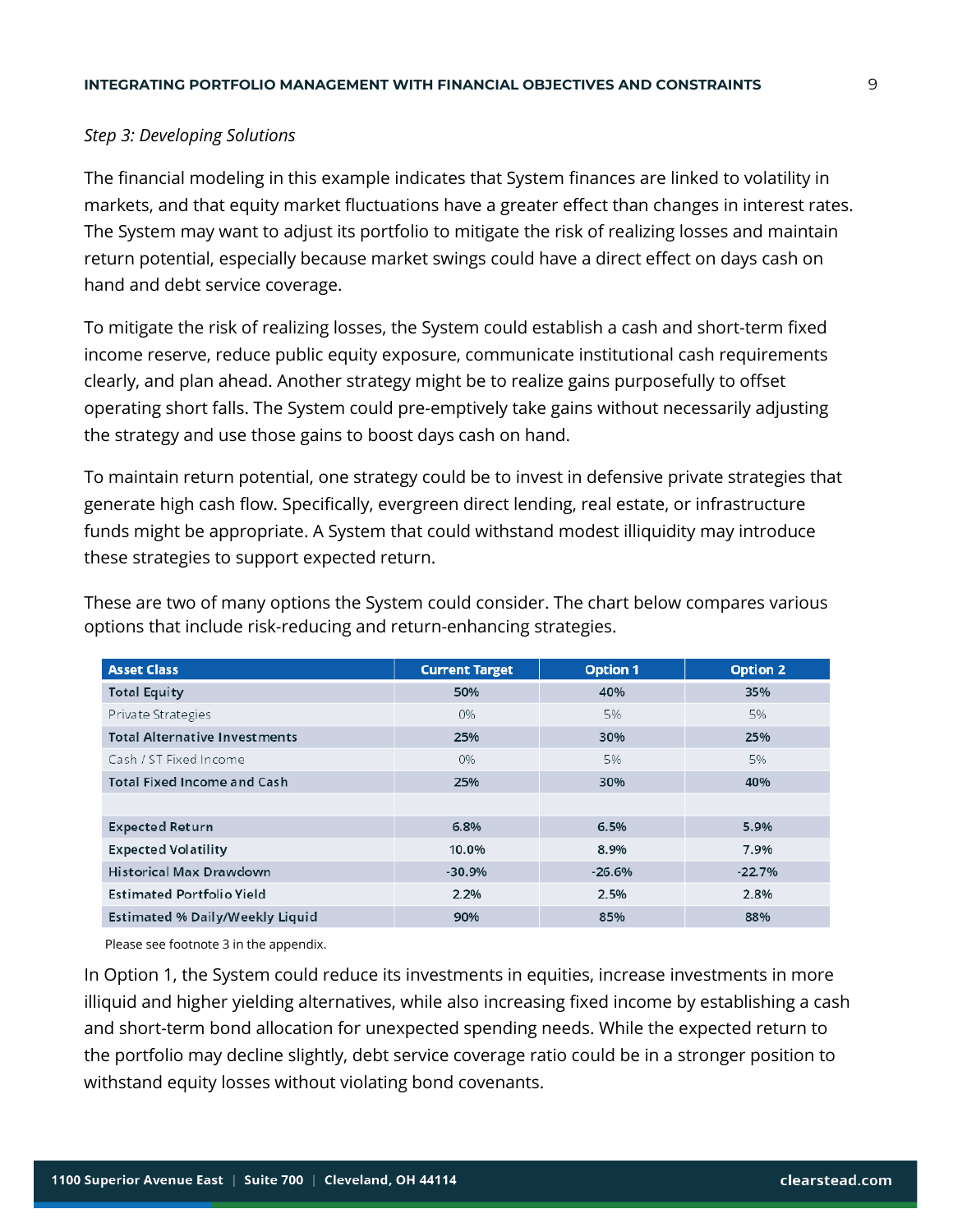*Step 3: Developing Solutions*

The financial modeling in this example indicates that System finances are linked to volatility in markets, and that equity market fluctuations have a greater effect than changes in interest rates. The System may want to adjust its portfolio to mitigate the risk of realizing losses and maintain return potential, especially because market swings could have a direct effect on days cash on hand and debt service coverage.

To mitigate the risk of realizing losses, the System could establish a cash and short-term fixed income reserve, reduce public equity exposure, communicate institutional cash requirements clearly, and plan ahead. Another strategy might be to realize gains purposefully to offset operating short falls. The System could pre-emptively take gains without necessarily adjusting the strategy and use those gains to boost days cash on hand.

To maintain return potential, one strategy could be to invest in defensive private strategies that generate high cash flow. Specifically, evergreen direct lending, real estate, or infrastructure funds might be appropriate. A System that could withstand modest illiquidity may introduce these strategies to support expected return.

These are two of many options the System could consider. The chart below compares various options that include risk-reducing and return-enhancing strategies.

| Asset Class | Current Target | Option 1 | Option 2 |
|---|---|---|---|
| **Total Equity** | **50%** | **40%** | **35%** |
| Private Strategies | 0% | 5% | 5% |
| **Total Alternative Investments** | **25%** | **30%** | **25%** |
| Cash / ST Fixed Income | 0% | 5% | 5% |
| **Total Fixed Income and Cash** | **25%** | **30%** | **40%** |
| | | | |
| Expected Return | 6.8% | 6.5% | 5.9% |
| Expected Volatility | 10.0% | 8.9% | 7.9% |
| Historical Max Drawdown | -30.9% | -26.6% | -22.7% |
| Estimated Portfolio Yield | 2.2% | 2.5% | 2.8% |
| Estimated % Daily/Weekly Liquid | 90% | 85% | 88% |

Please see footnote 3 in the appendix.

In Option 1, the System could reduce its investments in equities, increase investments in more illiquid and higher yielding alternatives, while also increasing fixed income by establishing a cash and short-term bond allocation for unexpected spending needs. While the expected return to the portfolio may decline slightly, debt service coverage ratio could be in a stronger position to withstand equity losses without violating bond covenants.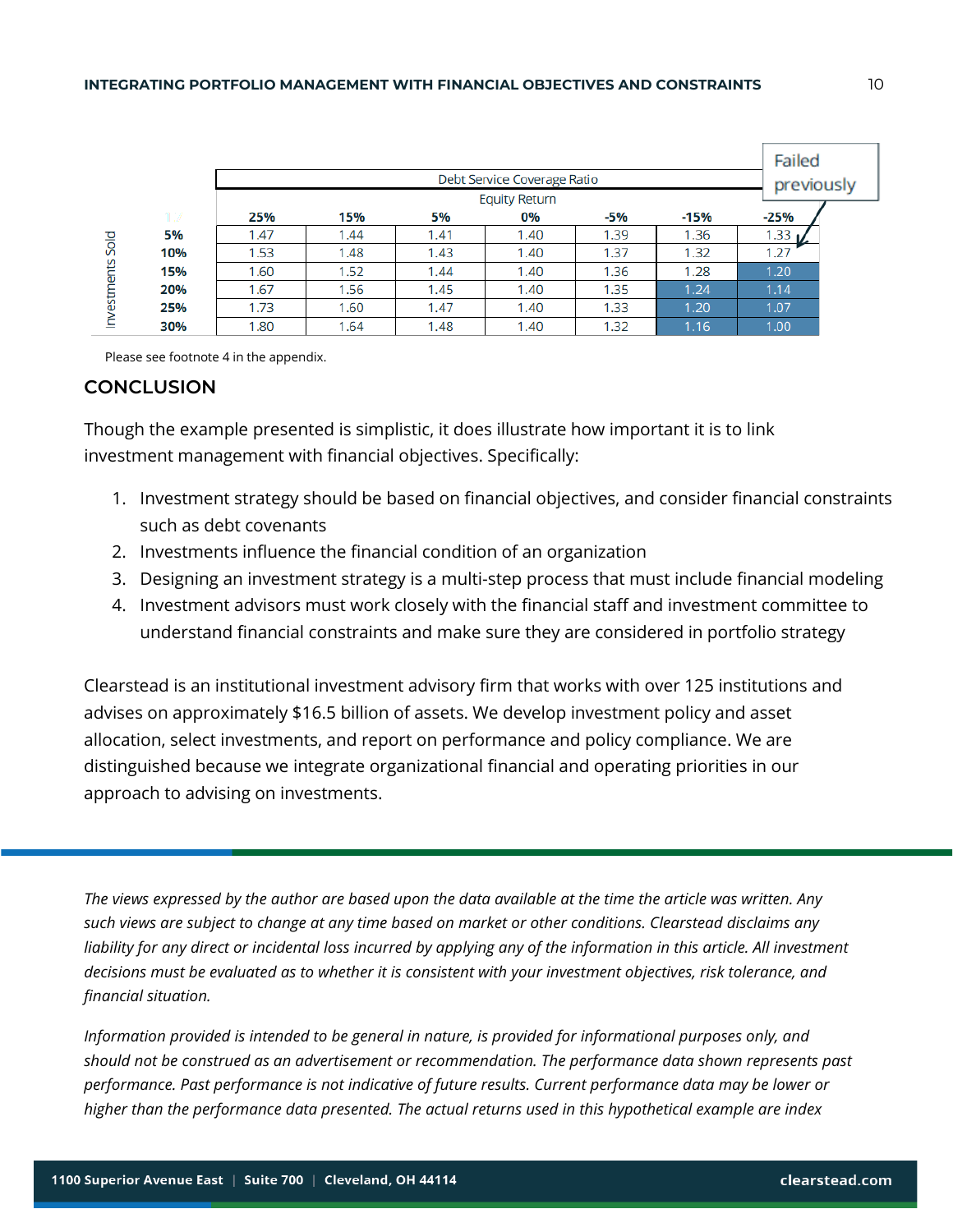| | Debt Service Coverage Ratio | | | | | | |
|---|---|---|---|---|---|---|---|
| | Equity Return | | | | | | |
| Investments Sold | 25% | 15% | 5% | 0% | -5% | -15% | -25% |
| 5% | 1.47 | 1.44 | 1.41 | 1.40 | 1.39 | 1.36 | 1.33 |
| 10% | 1.53 | 1.48 | 1.43 | 1.40 | 1.37 | 1.32 | 1.27 |
| 15% | 1.60 | 1.52 | 1.44 | 1.40 | 1.36 | 1.28 | 1.20 |
| 20% | 1.67 | 1.56 | 1.45 | 1.40 | 1.35 | 1.24 | 1.14 |
| 25% | 1.73 | 1.60 | 1.47 | 1.40 | 1.33 | 1.20 | 1.07 |
| 30% | 1.80 | 1.64 | 1.48 | 1.40 | 1.32 | 1.16 | 1.00 |

Failed previously

Please see footnote 4 in the appendix.

## CONCLUSION

Though the example presented is simplistic, it does illustrate how important it is to link investment management with financial objectives. Specifically:

1. Investment strategy should be based on financial objectives, and consider financial constraints such as debt covenants
2. Investments influence the financial condition of an organization
3. Designing an investment strategy is a multi-step process that must include financial modeling
4. Investment advisors must work closely with the financial staff and investment committee to understand financial constraints and make sure they are considered in portfolio strategy

Clearstead is an institutional investment advisory firm that works with over 125 institutions and advises on approximately $16.5 billion of assets. We develop investment policy and asset allocation, select investments, and report on performance and policy compliance. We are distinguished because we integrate organizational financial and operating priorities in our approach to advising on investments.

*The views expressed by the author are based upon the data available at the time the article was written. Any such views are subject to change at any time based on market or other conditions. Clearstead disclaims any liability for any direct or incidental loss incurred by applying any of the information in this article. All investment decisions must be evaluated as to whether it is consistent with your investment objectives, risk tolerance, and financial situation.*

*Information provided is intended to be general in nature, is provided for informational purposes only, and should not be construed as an advertisement or recommendation. The performance data shown represents past performance. Past performance is not indicative of future results. Current performance data may be lower or higher than the performance data presented. The actual returns used in this hypothetical example are index*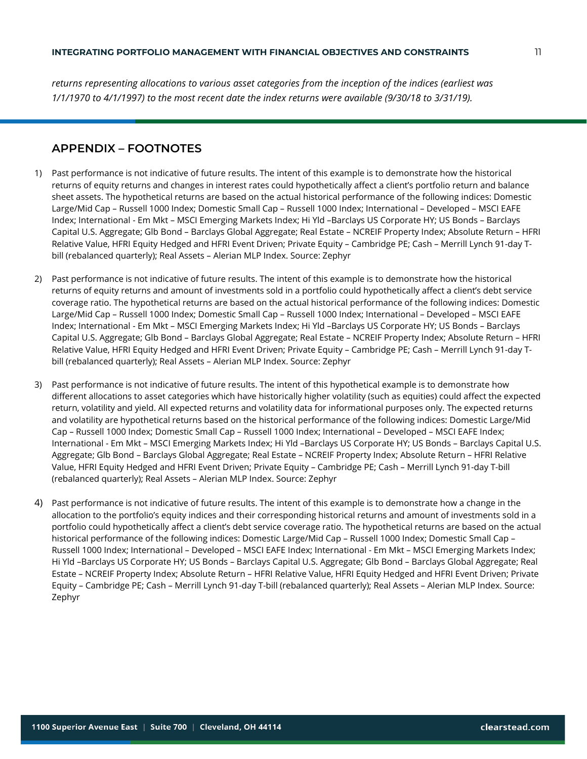*returns representing allocations to various asset categories from the inception of the indices (earliest was 1/1/1970 to 4/1/1997) to the most recent date the index returns were available (9/30/18 to 3/31/19).*

## APPENDIX – FOOTNOTES

1) Past performance is not indicative of future results. The intent of this example is to demonstrate how the historical returns of equity returns and changes in interest rates could hypothetically affect a client's portfolio return and balance sheet assets. The hypothetical returns are based on the actual historical performance of the following indices: Domestic Large/Mid Cap – Russell 1000 Index; Domestic Small Cap – Russell 1000 Index; International – Developed – MSCI EAFE Index; International - Em Mkt – MSCI Emerging Markets Index; Hi Yld –Barclays US Corporate HY; US Bonds – Barclays Capital U.S. Aggregate; Glb Bond – Barclays Global Aggregate; Real Estate – NCREIF Property Index; Absolute Return – HFRI Relative Value, HFRI Equity Hedged and HFRI Event Driven; Private Equity – Cambridge PE; Cash – Merrill Lynch 91-day T-bill (rebalanced quarterly); Real Assets – Alerian MLP Index. Source: Zephyr

2) Past performance is not indicative of future results. The intent of this example is to demonstrate how the historical returns of equity returns and amount of investments sold in a portfolio could hypothetically affect a client's debt service coverage ratio. The hypothetical returns are based on the actual historical performance of the following indices: Domestic Large/Mid Cap – Russell 1000 Index; Domestic Small Cap – Russell 1000 Index; International – Developed – MSCI EAFE Index; International - Em Mkt – MSCI Emerging Markets Index; Hi Yld –Barclays US Corporate HY; US Bonds – Barclays Capital U.S. Aggregate; Glb Bond – Barclays Global Aggregate; Real Estate – NCREIF Property Index; Absolute Return – HFRI Relative Value, HFRI Equity Hedged and HFRI Event Driven; Private Equity – Cambridge PE; Cash – Merrill Lynch 91-day T-bill (rebalanced quarterly); Real Assets – Alerian MLP Index. Source: Zephyr

3) Past performance is not indicative of future results. The intent of this hypothetical example is to demonstrate how different allocations to asset categories which have historically higher volatility (such as equities) could affect the expected return, volatility and yield. All expected returns and volatility data for informational purposes only. The expected returns and volatility are hypothetical returns based on the historical performance of the following indices: Domestic Large/Mid Cap – Russell 1000 Index; Domestic Small Cap – Russell 1000 Index; International – Developed – MSCI EAFE Index; International - Em Mkt – MSCI Emerging Markets Index; Hi Yld –Barclays US Corporate HY; US Bonds – Barclays Capital U.S. Aggregate; Glb Bond – Barclays Global Aggregate; Real Estate – NCREIF Property Index; Absolute Return – HFRI Relative Value, HFRI Equity Hedged and HFRI Event Driven; Private Equity – Cambridge PE; Cash – Merrill Lynch 91-day T-bill (rebalanced quarterly); Real Assets – Alerian MLP Index. Source: Zephyr

4) Past performance is not indicative of future results. The intent of this example is to demonstrate how a change in the allocation to the portfolio's equity indices and their corresponding historical returns and amount of investments sold in a portfolio could hypothetically affect a client's debt service coverage ratio. The hypothetical returns are based on the actual historical performance of the following indices: Domestic Large/Mid Cap – Russell 1000 Index; Domestic Small Cap – Russell 1000 Index; International – Developed – MSCI EAFE Index; International - Em Mkt – MSCI Emerging Markets Index; Hi Yld –Barclays US Corporate HY; US Bonds – Barclays Capital U.S. Aggregate; Glb Bond – Barclays Global Aggregate; Real Estate – NCREIF Property Index; Absolute Return – HFRI Relative Value, HFRI Equity Hedged and HFRI Event Driven; Private Equity – Cambridge PE; Cash – Merrill Lynch 91-day T-bill (rebalanced quarterly); Real Assets – Alerian MLP Index. Source: Zephyr